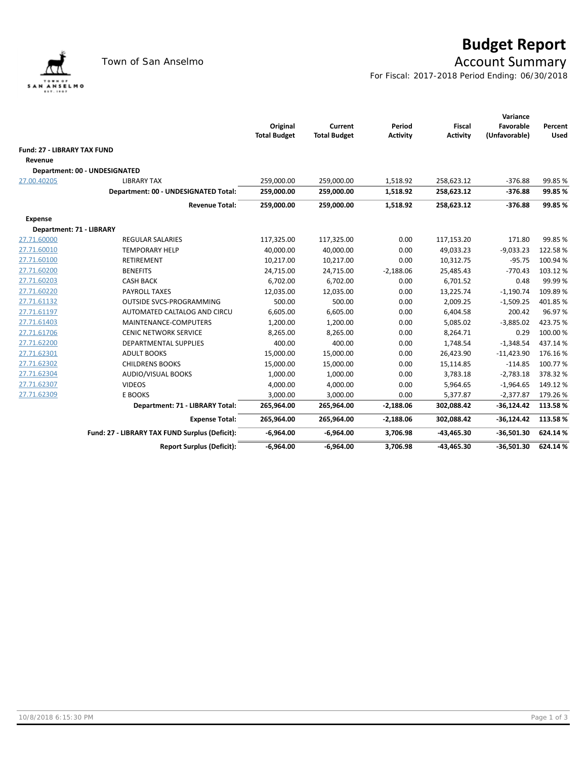# Budget Report

## Account Summary

Town of San Anselmo

For Fiscal: 2017-2018 Period Ending: 06/30/2018

| | | Original Total Budget | Current Total Budget | Period Activity | Fiscal Activity | Variance Favorable (Unfavorable) | Percent Used |
|---|---|---|---|---|---|---|---|
| **Fund: 27 - LIBRARY TAX FUND** | | | | | | | |
| **Revenue** | | | | | | | |
| **Department: 00 - UNDESIGNATED** | | | | | | | |
| 27.00.40205 | LIBRARY TAX | 259,000.00 | 259,000.00 | 1,518.92 | 258,623.12 | -376.88 | 99.85 % |
| | **Department: 00 - UNDESIGNATED Total:** | **259,000.00** | **259,000.00** | **1,518.92** | **258,623.12** | **-376.88** | **99.85 %** |
| | **Revenue Total:** | **259,000.00** | **259,000.00** | **1,518.92** | **258,623.12** | **-376.88** | **99.85 %** |
| **Expense** | | | | | | | |
| **Department: 71 - LIBRARY** | | | | | | | |
| 27.71.60000 | REGULAR SALARIES | 117,325.00 | 117,325.00 | 0.00 | 117,153.20 | 171.80 | 99.85 % |
| 27.71.60010 | TEMPORARY HELP | 40,000.00 | 40,000.00 | 0.00 | 49,033.23 | -9,033.23 | 122.58 % |
| 27.71.60100 | RETIREMENT | 10,217.00 | 10,217.00 | 0.00 | 10,312.75 | -95.75 | 100.94 % |
| 27.71.60200 | BENEFITS | 24,715.00 | 24,715.00 | -2,188.06 | 25,485.43 | -770.43 | 103.12 % |
| 27.71.60203 | CASH BACK | 6,702.00 | 6,702.00 | 0.00 | 6,701.52 | 0.48 | 99.99 % |
| 27.71.60220 | PAYROLL TAXES | 12,035.00 | 12,035.00 | 0.00 | 13,225.74 | -1,190.74 | 109.89 % |
| 27.71.61132 | OUTSIDE SVCS-PROGRAMMING | 500.00 | 500.00 | 0.00 | 2,009.25 | -1,509.25 | 401.85 % |
| 27.71.61197 | AUTOMATED CALTALOG AND CIRCU | 6,605.00 | 6,605.00 | 0.00 | 6,404.58 | 200.42 | 96.97 % |
| 27.71.61403 | MAINTENANCE-COMPUTERS | 1,200.00 | 1,200.00 | 0.00 | 5,085.02 | -3,885.02 | 423.75 % |
| 27.71.61706 | CENIC NETWORK SERVICE | 8,265.00 | 8,265.00 | 0.00 | 8,264.71 | 0.29 | 100.00 % |
| 27.71.62200 | DEPARTMENTAL SUPPLIES | 400.00 | 400.00 | 0.00 | 1,748.54 | -1,348.54 | 437.14 % |
| 27.71.62301 | ADULT BOOKS | 15,000.00 | 15,000.00 | 0.00 | 26,423.90 | -11,423.90 | 176.16 % |
| 27.71.62302 | CHILDRENS BOOKS | 15,000.00 | 15,000.00 | 0.00 | 15,114.85 | -114.85 | 100.77 % |
| 27.71.62304 | AUDIO/VISUAL BOOKS | 1,000.00 | 1,000.00 | 0.00 | 3,783.18 | -2,783.18 | 378.32 % |
| 27.71.62307 | VIDEOS | 4,000.00 | 4,000.00 | 0.00 | 5,964.65 | -1,964.65 | 149.12 % |
| 27.71.62309 | E BOOKS | 3,000.00 | 3,000.00 | 0.00 | 5,377.87 | -2,377.87 | 179.26 % |
| | **Department: 71 - LIBRARY Total:** | **265,964.00** | **265,964.00** | **-2,188.06** | **302,088.42** | **-36,124.42** | **113.58 %** |
| | **Expense Total:** | **265,964.00** | **265,964.00** | **-2,188.06** | **302,088.42** | **-36,124.42** | **113.58 %** |
| | **Fund: 27 - LIBRARY TAX FUND Surplus (Deficit):** | **-6,964.00** | **-6,964.00** | **3,706.98** | **-43,465.30** | **-36,501.30** | **624.14 %** |
| | **Report Surplus (Deficit):** | **-6,964.00** | **-6,964.00** | **3,706.98** | **-43,465.30** | **-36,501.30** | **624.14 %** |

10/8/2018 6:15:30 PM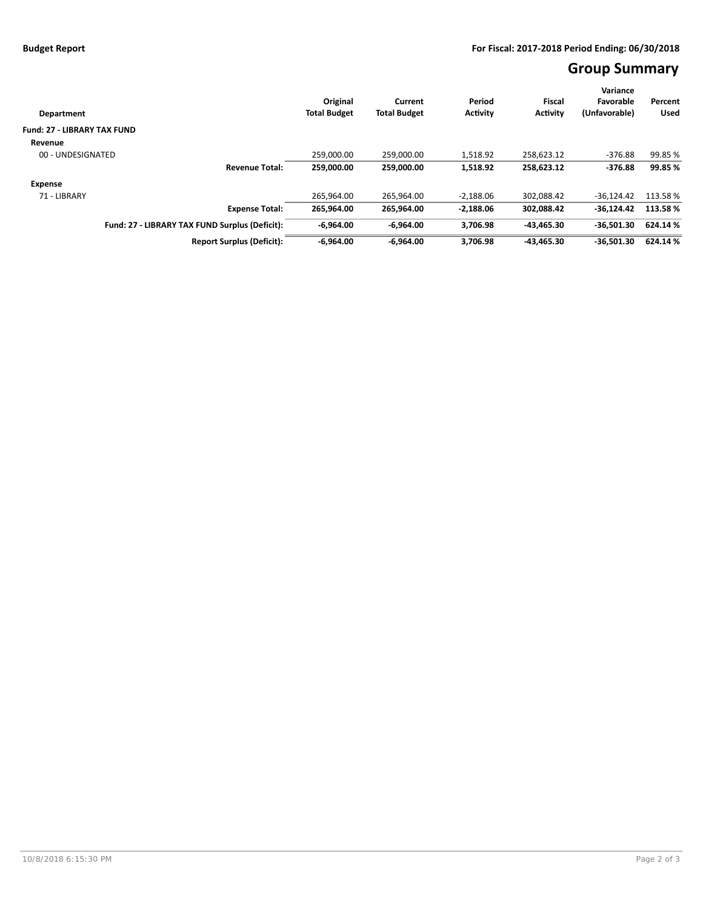**Budget Report** **For Fiscal: 2017-2018 Period Ending: 06/30/2018**

# Group Summary

| Department | Original Total Budget | Current Total Budget | Period Activity | Fiscal Activity | Variance Favorable (Unfavorable) | Percent Used |
|---|---|---|---|---|---|---|
| **Fund: 27 - LIBRARY TAX FUND** | | | | | | |
| **Revenue** | | | | | | |
| 00 - UNDESIGNATED | 259,000.00 | 259,000.00 | 1,518.92 | 258,623.12 | -376.88 | 99.85 % |
| **Revenue Total:** | **259,000.00** | **259,000.00** | **1,518.92** | **258,623.12** | **-376.88** | **99.85 %** |
| **Expense** | | | | | | |
| 71 - LIBRARY | 265,964.00 | 265,964.00 | -2,188.06 | 302,088.42 | -36,124.42 | 113.58 % |
| **Expense Total:** | **265,964.00** | **265,964.00** | **-2,188.06** | **302,088.42** | **-36,124.42** | **113.58 %** |
| **Fund: 27 - LIBRARY TAX FUND Surplus (Deficit):** | **-6,964.00** | **-6,964.00** | **3,706.98** | **-43,465.30** | **-36,501.30** | **624.14 %** |
| **Report Surplus (Deficit):** | **-6,964.00** | **-6,964.00** | **3,706.98** | **-43,465.30** | **-36,501.30** | **624.14 %** |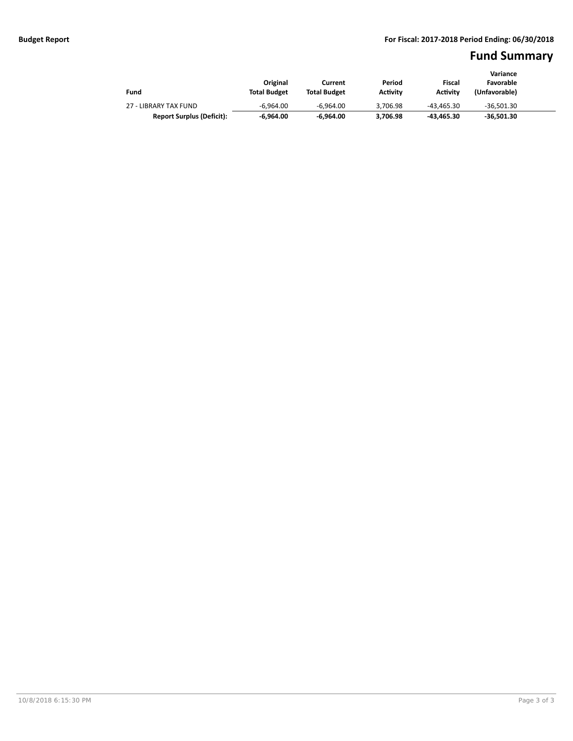**Budget Report**

**For Fiscal: 2017-2018 Period Ending: 06/30/2018**

# Fund Summary

| Fund | Original Total Budget | Current Total Budget | Period Activity | Fiscal Activity | Variance Favorable (Unfavorable) |
|---|---|---|---|---|---|
| 27 - LIBRARY TAX FUND | -6,964.00 | -6,964.00 | 3,706.98 | -43,465.30 | -36,501.30 |
| **Report Surplus (Deficit):** | **-6,964.00** | **-6,964.00** | **3,706.98** | **-43,465.30** | **-36,501.30** |

10/8/2018 6:15:30 PM